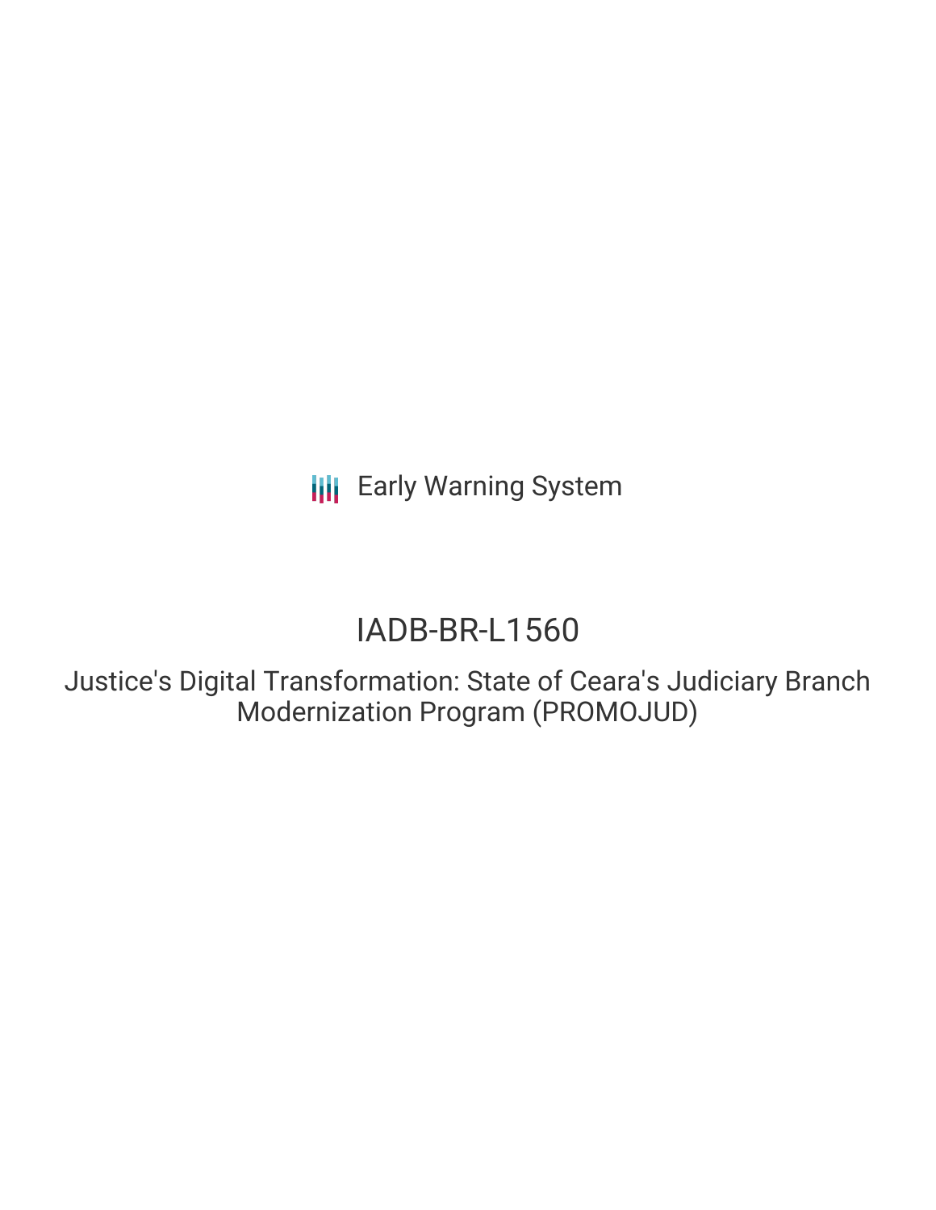Early Warning System

# IADB-BR-L1560

## Justice's Digital Transformation: State of Ceara's Judiciary Branch Modernization Program (PROMOJUD)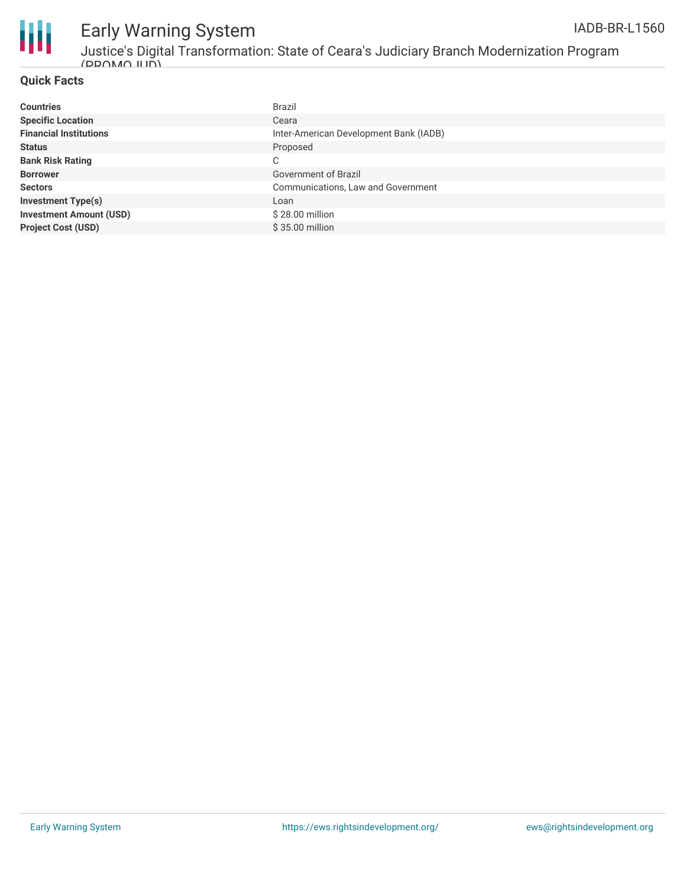## Quick Facts

| | |
|---|---|
| **Countries** | Brazil |
| **Specific Location** | Ceara |
| **Financial Institutions** | Inter-American Development Bank (IADB) |
| **Status** | Proposed |
| **Bank Risk Rating** | C |
| **Borrower** | Government of Brazil |
| **Sectors** | Communications, Law and Government |
| **Investment Type(s)** | Loan |
| **Investment Amount (USD)** | $ 28.00 million |
| **Project Cost (USD)** | $ 35.00 million |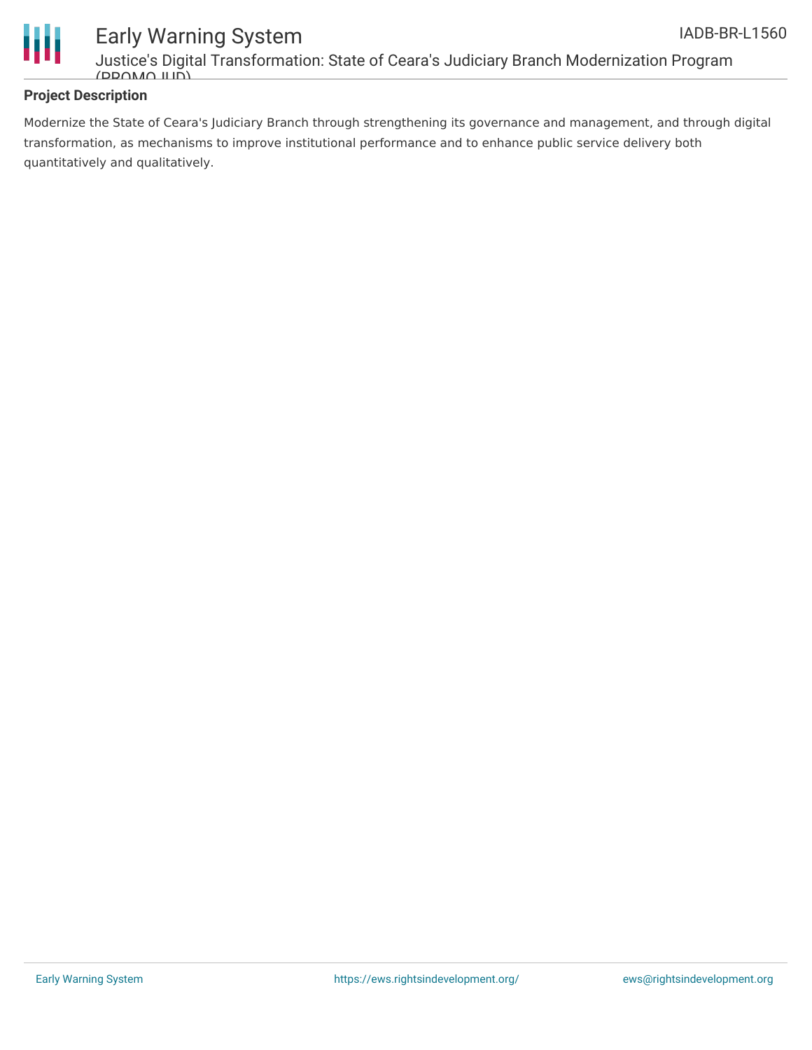**Project Description**

Modernize the State of Ceara's Judiciary Branch through strengthening its governance and management, and through digital transformation, as mechanisms to improve institutional performance and to enhance public service delivery both quantitatively and qualitatively.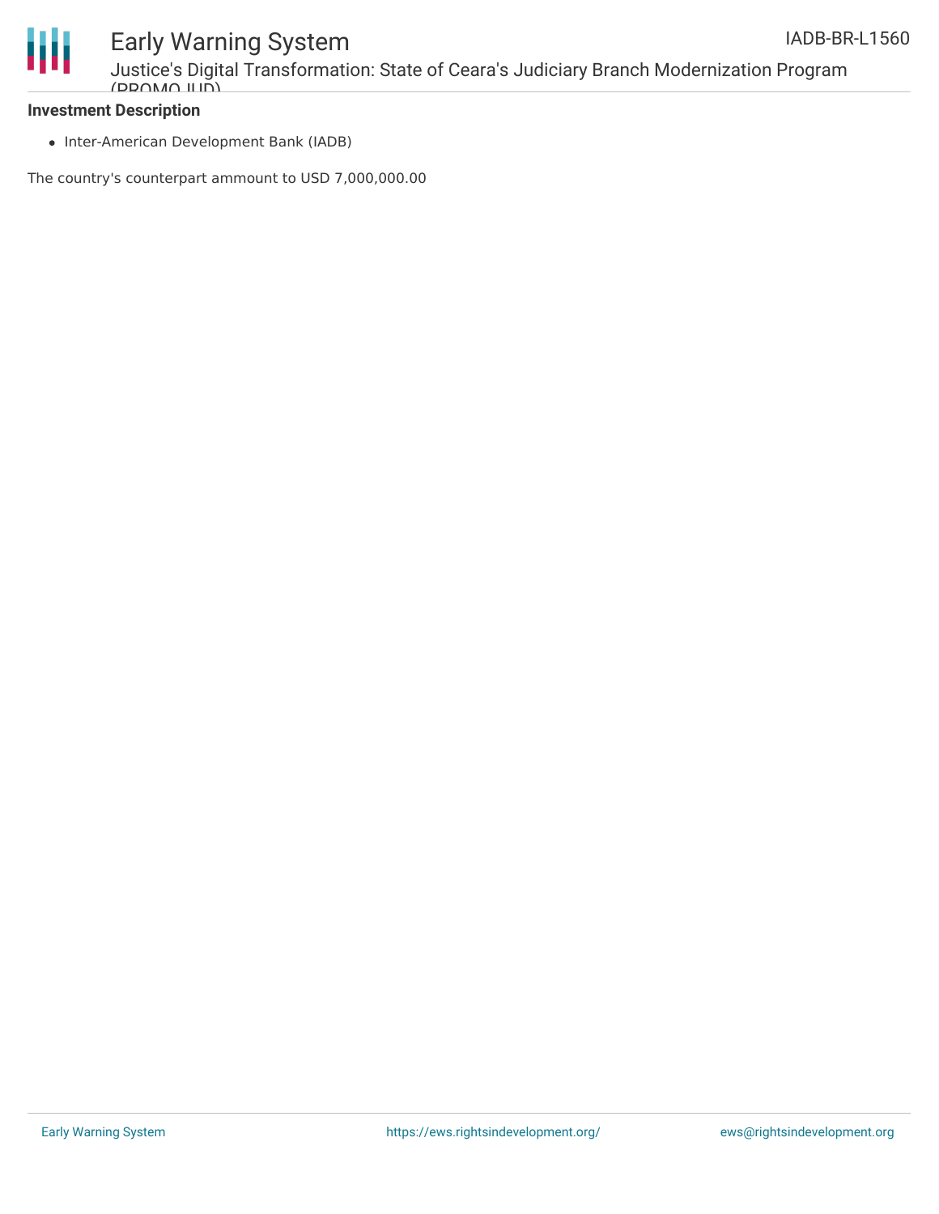**Investment Description**

- Inter-American Development Bank (IADB)

The country's counterpart ammount to USD 7,000,000.00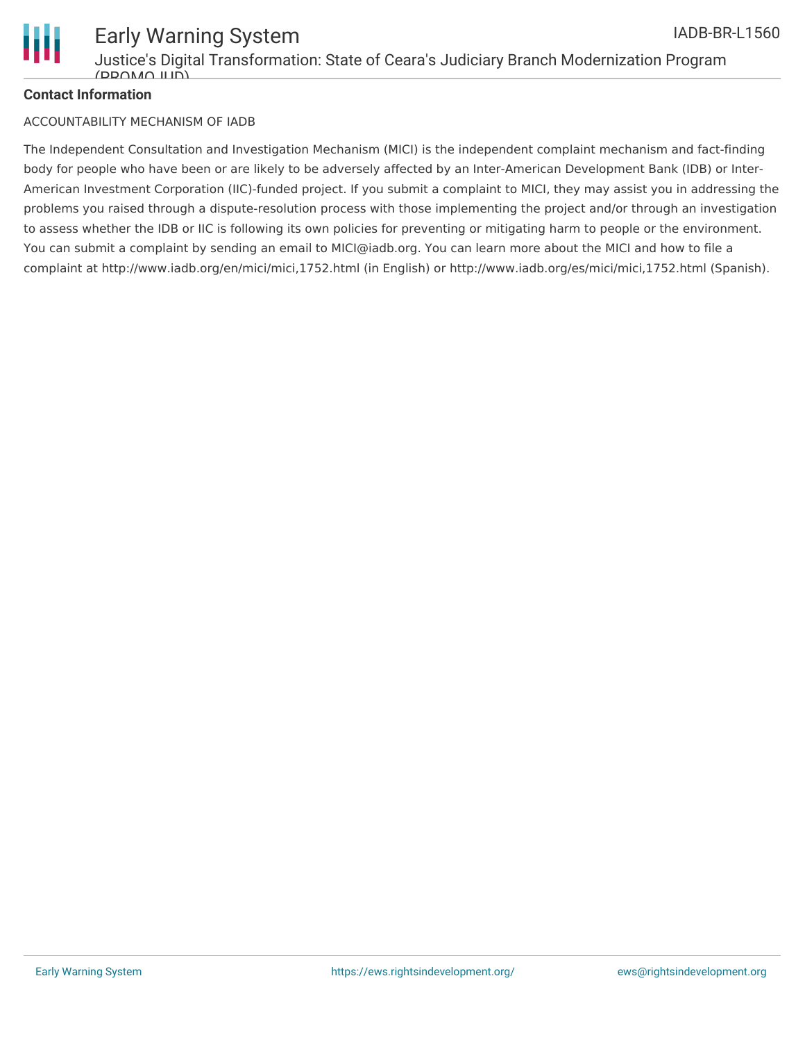**Contact Information**

ACCOUNTABILITY MECHANISM OF IADB

The Independent Consultation and Investigation Mechanism (MICI) is the independent complaint mechanism and fact-finding body for people who have been or are likely to be adversely affected by an Inter-American Development Bank (IDB) or Inter-American Investment Corporation (IIC)-funded project. If you submit a complaint to MICI, they may assist you in addressing the problems you raised through a dispute-resolution process with those implementing the project and/or through an investigation to assess whether the IDB or IIC is following its own policies for preventing or mitigating harm to people or the environment. You can submit a complaint by sending an email to MICI@iadb.org. You can learn more about the MICI and how to file a complaint at http://www.iadb.org/en/mici/mici,1752.html (in English) or http://www.iadb.org/es/mici/mici,1752.html (Spanish).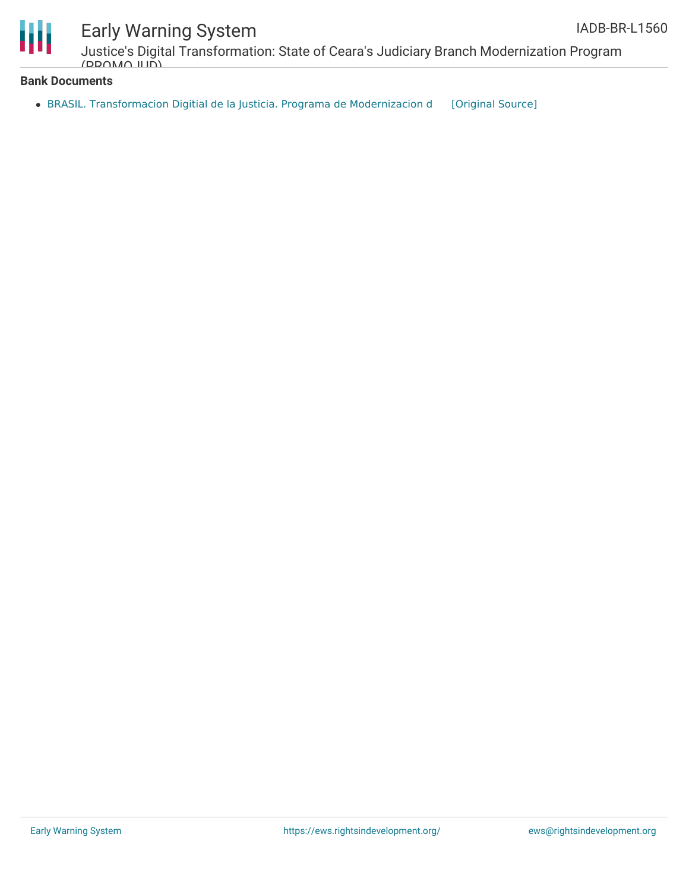**Bank Documents**

- BRASIL. Transformacion Digitial de la Justicia. Programa de Modernizacion d [Original Source]